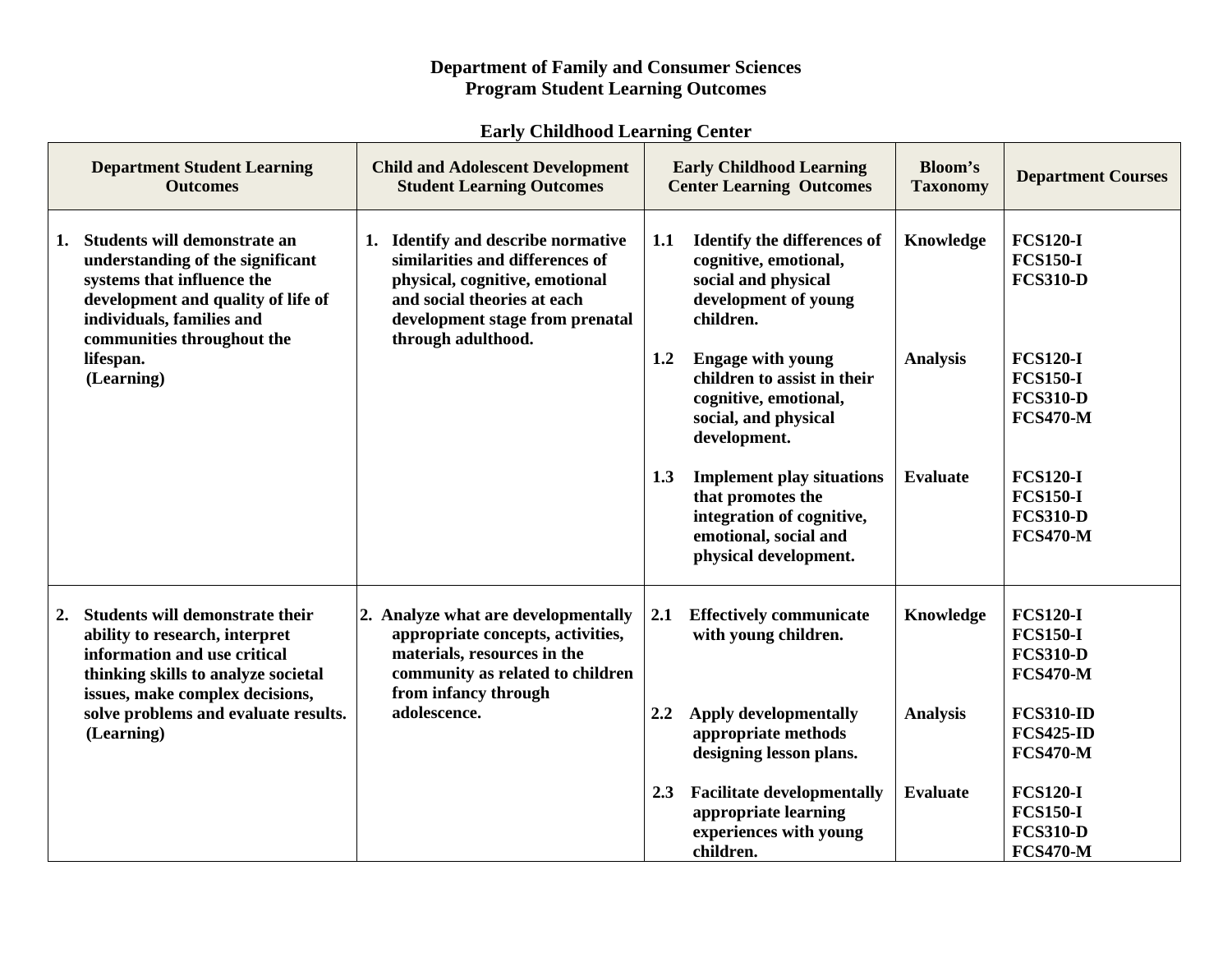# Department of Family and Consumer Sciences
## Program Student Learning Outcomes

### Early Childhood Learning Center

| Department Student Learning Outcomes | Child and Adolescent Development Student Learning Outcomes | Early Childhood Learning Center Learning Outcomes | Bloom's Taxonomy | Department Courses |
|---|---|---|---|---|
| **1. Students will demonstrate an understanding of the significant systems that influence the development and quality of life of individuals, families and communities throughout the lifespan. (Learning)** | **1. Identify and describe normative similarities and differences of physical, cognitive, emotional and social theories at each development stage from prenatal through adulthood.** | **1.1 Identify the differences of cognitive, emotional, social and physical development of young children.** | **Knowledge** | **FCS120-I<br>FCS150-I<br>FCS310-D** |
| | | **1.2 Engage with young children to assist in their cognitive, emotional, social, and physical development.** | **Analysis** | **FCS120-I<br>FCS150-I<br>FCS310-D<br>FCS470-M** |
| | | **1.3 Implement play situations that promotes the integration of cognitive, emotional, social and physical development.** | **Evaluate** | **FCS120-I<br>FCS150-I<br>FCS310-D<br>FCS470-M** |
| **2. Students will demonstrate their ability to research, interpret information and use critical thinking skills to analyze societal issues, make complex decisions, solve problems and evaluate results. (Learning)** | **2. Analyze what are developmentally appropriate concepts, activities, materials, resources in the community as related to children from infancy through adolescence.** | **2.1 Effectively communicate with young children.** | **Knowledge** | **FCS120-I<br>FCS150-I<br>FCS310-D<br>FCS470-M** |
| | | **2.2 Apply developmentally appropriate methods designing lesson plans.** | **Analysis** | **FCS310-ID<br>FCS425-ID<br>FCS470-M** |
| | | **2.3 Facilitate developmentally appropriate learning experiences with young children.** | **Evaluate** | **FCS120-I<br>FCS150-I<br>FCS310-D<br>FCS470-M** |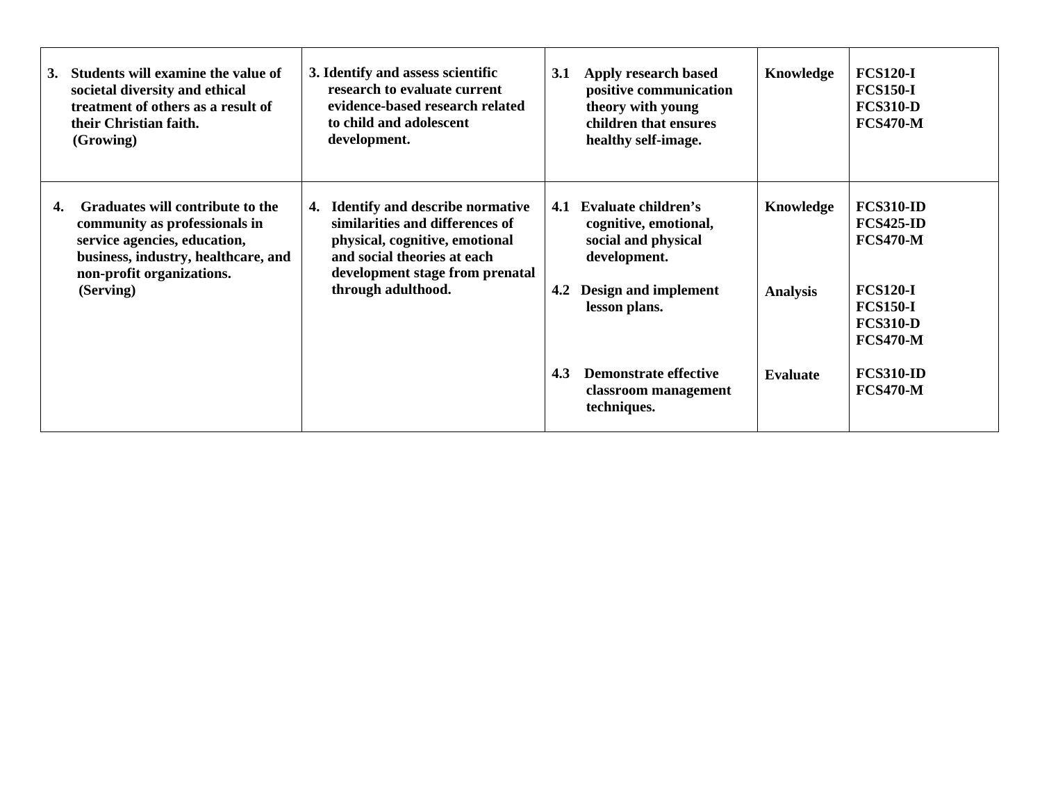| | | | | |
|---|---|---|---|---|
| **3. Students will examine the value of societal diversity and ethical treatment of others as a result of their Christian faith. (Growing)** | **3. Identify and assess scientific research to evaluate current evidence-based research related to child and adolescent development.** | **3.1 Apply research based positive communication theory with young children that ensures healthy self-image.** | **Knowledge** | **FCS120-I<br>FCS150-I<br>FCS310-D<br>FCS470-M** |
| **4. Graduates will contribute to the community as professionals in service agencies, education, business, industry, healthcare, and non-profit organizations. (Serving)** | **4. Identify and describe normative similarities and differences of physical, cognitive, emotional and social theories at each development stage from prenatal through adulthood.** | **4.1 Evaluate children's cognitive, emotional, social and physical development.** | **Knowledge** | **FCS310-ID<br>FCS425-ID<br>FCS470-M** |
| | | **4.2 Design and implement lesson plans.** | **Analysis** | **FCS120-I<br>FCS150-I<br>FCS310-D<br>FCS470-M** |
| | | **4.3 Demonstrate effective classroom management techniques.** | **Evaluate** | **FCS310-ID<br>FCS470-M** |